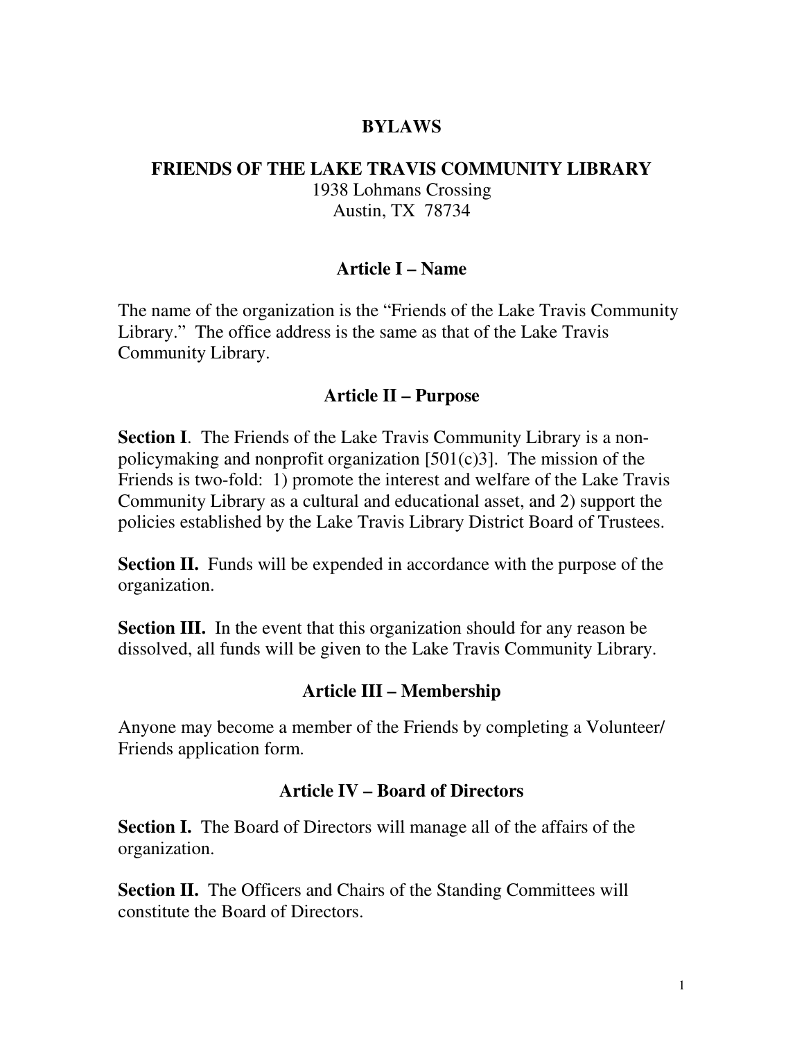# BYLAWS

## FRIENDS OF THE LAKE TRAVIS COMMUNITY LIBRARY

1938 Lohmans Crossing
Austin, TX 78734

## Article I – Name

The name of the organization is the "Friends of the Lake Travis Community Library." The office address is the same as that of the Lake Travis Community Library.

## Article II – Purpose

**Section I**. The Friends of the Lake Travis Community Library is a non-policymaking and nonprofit organization [501(c)3]. The mission of the Friends is two-fold: 1) promote the interest and welfare of the Lake Travis Community Library as a cultural and educational asset, and 2) support the policies established by the Lake Travis Library District Board of Trustees.

**Section II.** Funds will be expended in accordance with the purpose of the organization.

**Section III.** In the event that this organization should for any reason be dissolved, all funds will be given to the Lake Travis Community Library.

## Article III – Membership

Anyone may become a member of the Friends by completing a Volunteer/ Friends application form.

## Article IV – Board of Directors

**Section I.** The Board of Directors will manage all of the affairs of the organization.

**Section II.** The Officers and Chairs of the Standing Committees will constitute the Board of Directors.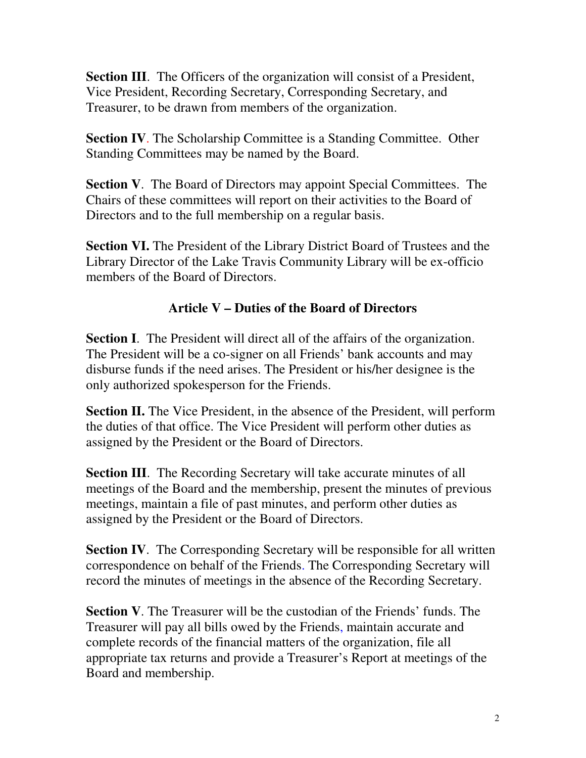**Section III**. The Officers of the organization will consist of a President, Vice President, Recording Secretary, Corresponding Secretary, and Treasurer, to be drawn from members of the organization.

**Section IV**. The Scholarship Committee is a Standing Committee. Other Standing Committees may be named by the Board.

**Section V**. The Board of Directors may appoint Special Committees. The Chairs of these committees will report on their activities to the Board of Directors and to the full membership on a regular basis.

**Section VI.** The President of the Library District Board of Trustees and the Library Director of the Lake Travis Community Library will be ex-officio members of the Board of Directors.

## Article V – Duties of the Board of Directors

**Section I**. The President will direct all of the affairs of the organization. The President will be a co-signer on all Friends' bank accounts and may disburse funds if the need arises. The President or his/her designee is the only authorized spokesperson for the Friends.

**Section II.** The Vice President, in the absence of the President, will perform the duties of that office. The Vice President will perform other duties as assigned by the President or the Board of Directors.

**Section III**. The Recording Secretary will take accurate minutes of all meetings of the Board and the membership, present the minutes of previous meetings, maintain a file of past minutes, and perform other duties as assigned by the President or the Board of Directors.

**Section IV**. The Corresponding Secretary will be responsible for all written correspondence on behalf of the Friends. The Corresponding Secretary will record the minutes of meetings in the absence of the Recording Secretary.

**Section V**. The Treasurer will be the custodian of the Friends' funds. The Treasurer will pay all bills owed by the Friends, maintain accurate and complete records of the financial matters of the organization, file all appropriate tax returns and provide a Treasurer's Report at meetings of the Board and membership.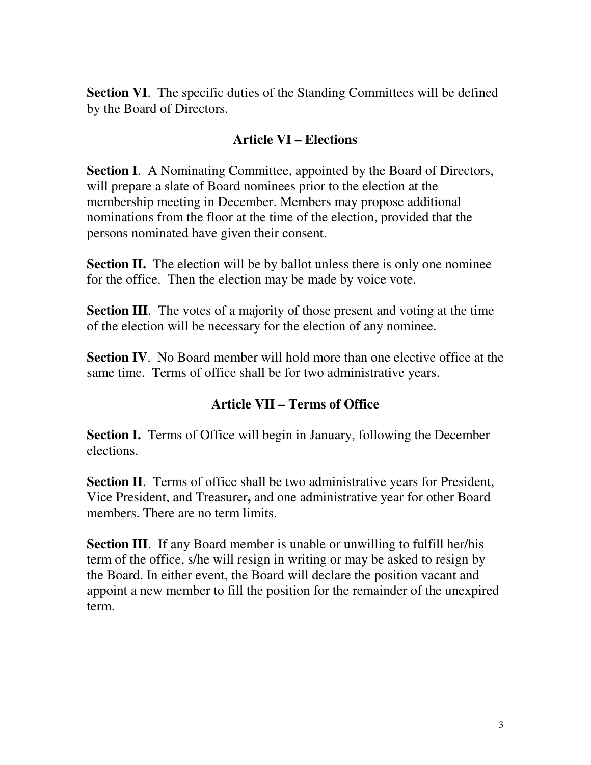**Section VI**. The specific duties of the Standing Committees will be defined by the Board of Directors.

## Article VI – Elections

**Section I**. A Nominating Committee, appointed by the Board of Directors, will prepare a slate of Board nominees prior to the election at the membership meeting in December. Members may propose additional nominations from the floor at the time of the election, provided that the persons nominated have given their consent.

**Section II.** The election will be by ballot unless there is only one nominee for the office. Then the election may be made by voice vote.

**Section III**. The votes of a majority of those present and voting at the time of the election will be necessary for the election of any nominee.

**Section IV**. No Board member will hold more than one elective office at the same time. Terms of office shall be for two administrative years.

## Article VII – Terms of Office

**Section I.** Terms of Office will begin in January, following the December elections.

**Section II**. Terms of office shall be two administrative years for President, Vice President, and Treasurer**,** and one administrative year for other Board members. There are no term limits.

**Section III**. If any Board member is unable or unwilling to fulfill her/his term of the office, s/he will resign in writing or may be asked to resign by the Board. In either event, the Board will declare the position vacant and appoint a new member to fill the position for the remainder of the unexpired term.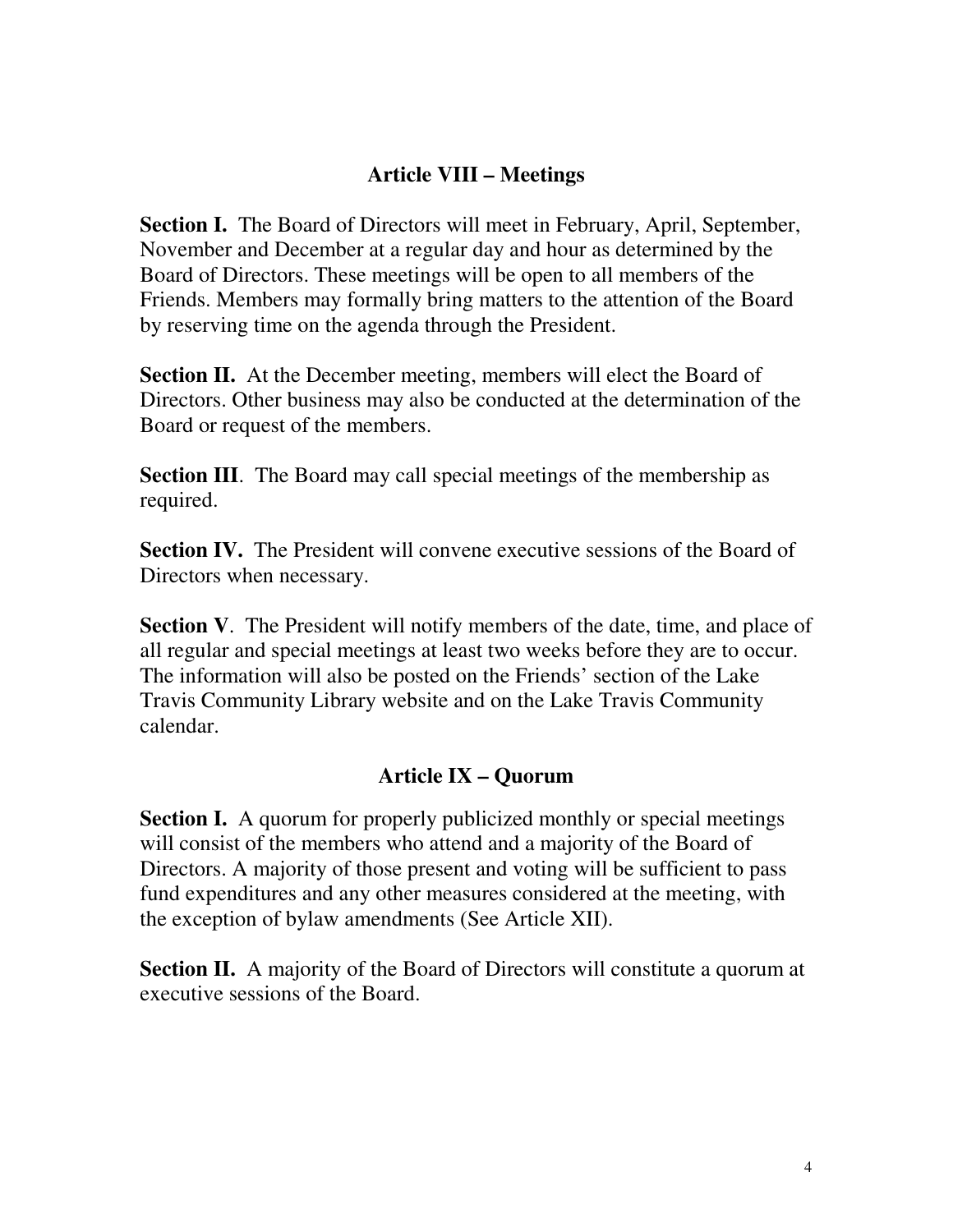## Article VIII – Meetings

**Section I.** The Board of Directors will meet in February, April, September, November and December at a regular day and hour as determined by the Board of Directors. These meetings will be open to all members of the Friends. Members may formally bring matters to the attention of the Board by reserving time on the agenda through the President.

**Section II.** At the December meeting, members will elect the Board of Directors. Other business may also be conducted at the determination of the Board or request of the members.

**Section III**. The Board may call special meetings of the membership as required.

**Section IV.** The President will convene executive sessions of the Board of Directors when necessary.

**Section V**. The President will notify members of the date, time, and place of all regular and special meetings at least two weeks before they are to occur. The information will also be posted on the Friends' section of the Lake Travis Community Library website and on the Lake Travis Community calendar.

## Article IX – Quorum

**Section I.** A quorum for properly publicized monthly or special meetings will consist of the members who attend and a majority of the Board of Directors. A majority of those present and voting will be sufficient to pass fund expenditures and any other measures considered at the meeting, with the exception of bylaw amendments (See Article XII).

**Section II.** A majority of the Board of Directors will constitute a quorum at executive sessions of the Board.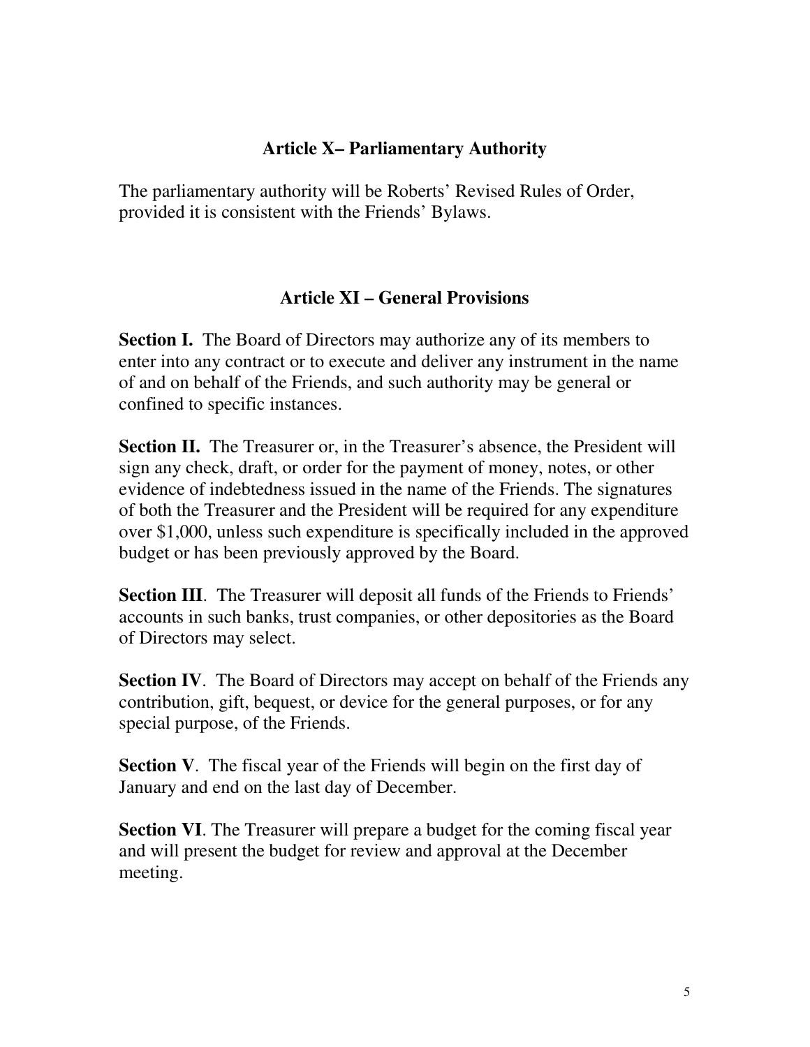## Article X– Parliamentary Authority

The parliamentary authority will be Roberts' Revised Rules of Order, provided it is consistent with the Friends' Bylaws.

## Article XI – General Provisions

**Section I.** The Board of Directors may authorize any of its members to enter into any contract or to execute and deliver any instrument in the name of and on behalf of the Friends, and such authority may be general or confined to specific instances.

**Section II.** The Treasurer or, in the Treasurer's absence, the President will sign any check, draft, or order for the payment of money, notes, or other evidence of indebtedness issued in the name of the Friends. The signatures of both the Treasurer and the President will be required for any expenditure over $1,000, unless such expenditure is specifically included in the approved budget or has been previously approved by the Board.

**Section III**. The Treasurer will deposit all funds of the Friends to Friends' accounts in such banks, trust companies, or other depositories as the Board of Directors may select.

**Section IV**. The Board of Directors may accept on behalf of the Friends any contribution, gift, bequest, or device for the general purposes, or for any special purpose, of the Friends.

**Section V**. The fiscal year of the Friends will begin on the first day of January and end on the last day of December.

**Section VI**. The Treasurer will prepare a budget for the coming fiscal year and will present the budget for review and approval at the December meeting.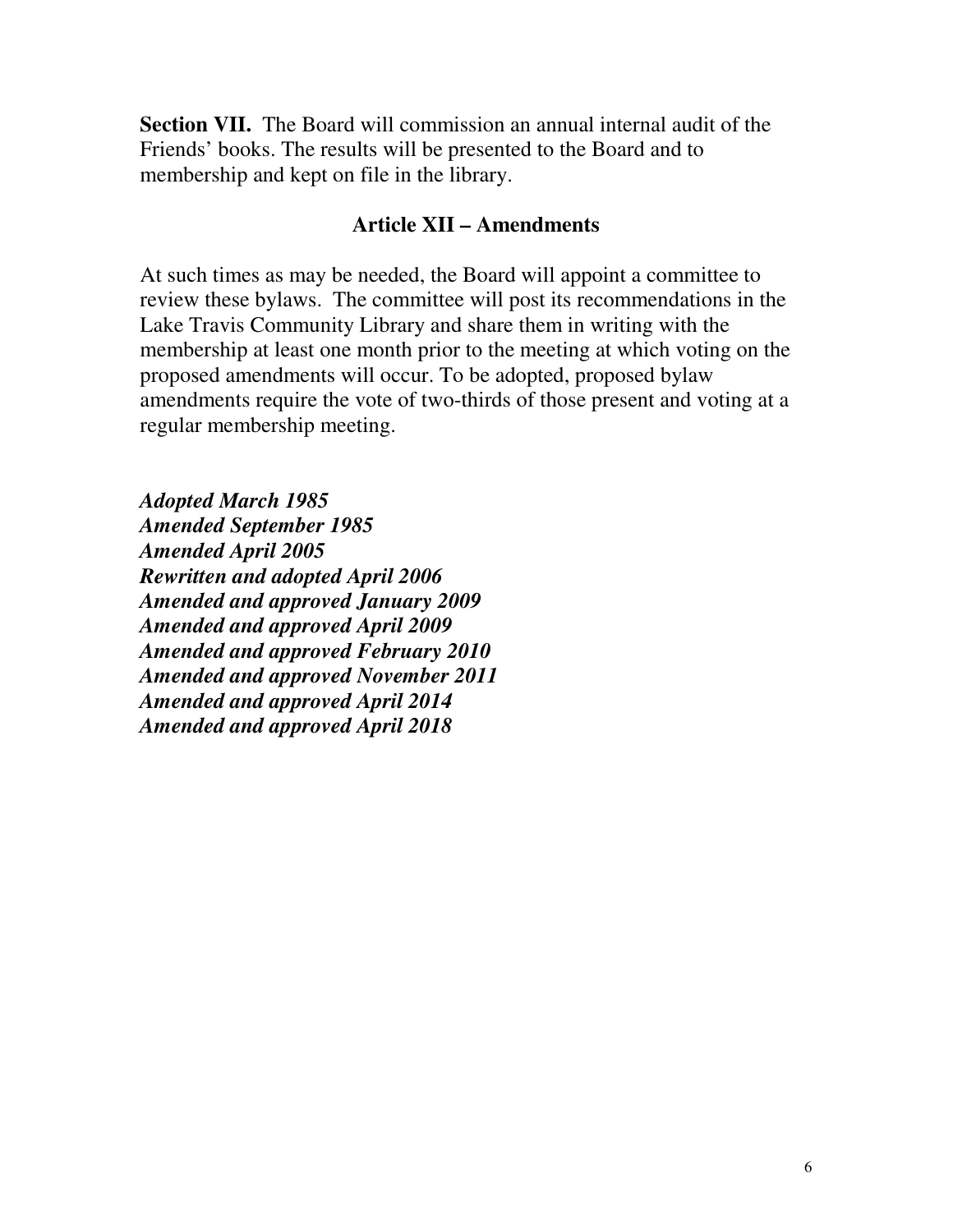**Section VII.** The Board will commission an annual internal audit of the Friends' books. The results will be presented to the Board and to membership and kept on file in the library.

## Article XII – Amendments

At such times as may be needed, the Board will appoint a committee to review these bylaws. The committee will post its recommendations in the Lake Travis Community Library and share them in writing with the membership at least one month prior to the meeting at which voting on the proposed amendments will occur. To be adopted, proposed bylaw amendments require the vote of two-thirds of those present and voting at a regular membership meeting.

***Adopted March 1985***
***Amended September 1985***
***Amended April 2005***
***Rewritten and adopted April 2006***
***Amended and approved January 2009***
***Amended and approved April 2009***
***Amended and approved February 2010***
***Amended and approved November 2011***
***Amended and approved April 2014***
***Amended and approved April 2018***